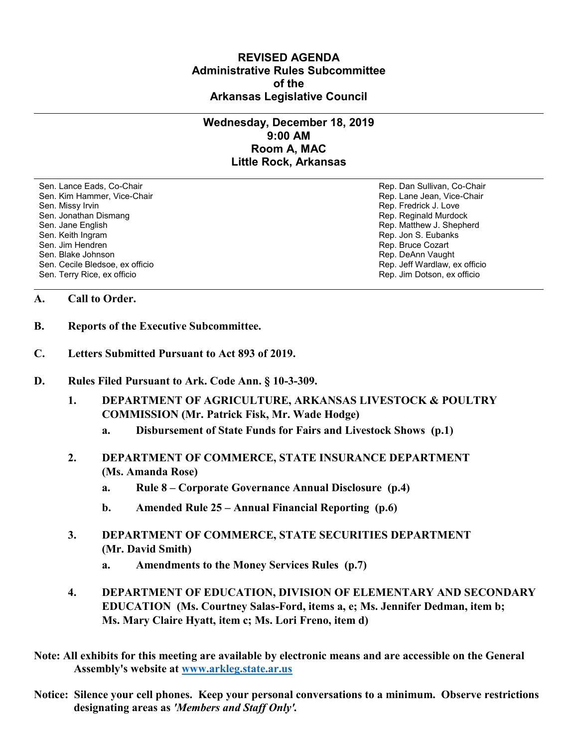# REVISED AGENDA
## Administrative Rules Subcommittee
## of the
## Arkansas Legislative Council

---

### Wednesday, December 18, 2019
### 9:00 AM
### Room A, MAC
### Little Rock, Arkansas

---

| | |
|---|---|
| Sen. Lance Eads, Co-Chair | Rep. Dan Sullivan, Co-Chair |
| Sen. Kim Hammer, Vice-Chair | Rep. Lane Jean, Vice-Chair |
| Sen. Missy Irvin | Rep. Fredrick J. Love |
| Sen. Jonathan Dismang | Rep. Reginald Murdock |
| Sen. Jane English | Rep. Matthew J. Shepherd |
| Sen. Keith Ingram | Rep. Jon S. Eubanks |
| Sen. Jim Hendren | Rep. Bruce Cozart |
| Sen. Blake Johnson | Rep. DeAnn Vaught |
| Sen. Cecile Bledsoe, ex officio | Rep. Jeff Wardlaw, ex officio |
| Sen. Terry Rice, ex officio | Rep. Jim Dotson, ex officio |

---

**A. Call to Order.**

**B. Reports of the Executive Subcommittee.**

**C. Letters Submitted Pursuant to Act 893 of 2019.**

**D. Rules Filed Pursuant to Ark. Code Ann. § 10-3-309.**

1. **DEPARTMENT OF AGRICULTURE, ARKANSAS LIVESTOCK & POULTRY COMMISSION (Mr. Patrick Fisk, Mr. Wade Hodge)**
   - a. **Disbursement of State Funds for Fairs and Livestock Shows (p.1)**

2. **DEPARTMENT OF COMMERCE, STATE INSURANCE DEPARTMENT (Ms. Amanda Rose)**
   - a. **Rule 8 – Corporate Governance Annual Disclosure (p.4)**
   - b. **Amended Rule 25 – Annual Financial Reporting (p.6)**

3. **DEPARTMENT OF COMMERCE, STATE SECURITIES DEPARTMENT (Mr. David Smith)**
   - a. **Amendments to the Money Services Rules (p.7)**

4. **DEPARTMENT OF EDUCATION, DIVISION OF ELEMENTARY AND SECONDARY EDUCATION (Ms. Courtney Salas-Ford, items a, e; Ms. Jennifer Dedman, item b; Ms. Mary Claire Hyatt, item c; Ms. Lori Freno, item d)**

**Note: All exhibits for this meeting are available by electronic means and are accessible on the General Assembly's website at [www.arkleg.state.ar.us](http://www.arkleg.state.ar.us)**

**Notice: Silence your cell phones. Keep your personal conversations to a minimum. Observe restrictions designating areas as *'Members and Staff Only'*.**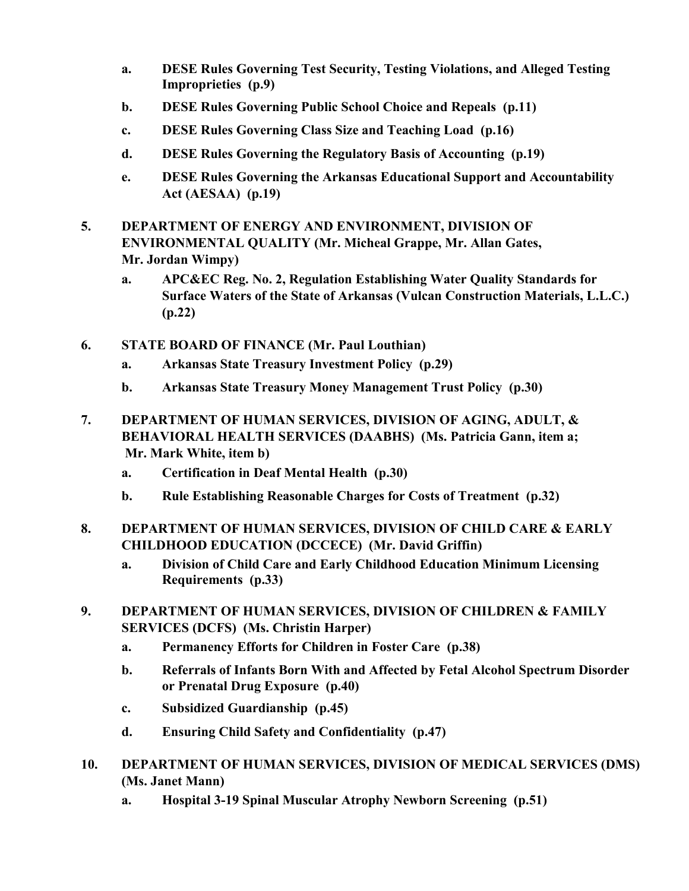- **a. DESE Rules Governing Test Security, Testing Violations, and Alleged Testing Improprieties (p.9)**
- **b. DESE Rules Governing Public School Choice and Repeals (p.11)**
- **c. DESE Rules Governing Class Size and Teaching Load (p.16)**
- **d. DESE Rules Governing the Regulatory Basis of Accounting (p.19)**
- **e. DESE Rules Governing the Arkansas Educational Support and Accountability Act (AESAA) (p.19)**

**5. DEPARTMENT OF ENERGY AND ENVIRONMENT, DIVISION OF ENVIRONMENTAL QUALITY (Mr. Micheal Grappe, Mr. Allan Gates, Mr. Jordan Wimpy)**

- **a. APC&EC Reg. No. 2, Regulation Establishing Water Quality Standards for Surface Waters of the State of Arkansas (Vulcan Construction Materials, L.L.C.) (p.22)**

**6. STATE BOARD OF FINANCE (Mr. Paul Louthian)**

- **a. Arkansas State Treasury Investment Policy (p.29)**
- **b. Arkansas State Treasury Money Management Trust Policy (p.30)**

**7. DEPARTMENT OF HUMAN SERVICES, DIVISION OF AGING, ADULT, & BEHAVIORAL HEALTH SERVICES (DAABHS) (Ms. Patricia Gann, item a; Mr. Mark White, item b)**

- **a. Certification in Deaf Mental Health (p.30)**
- **b. Rule Establishing Reasonable Charges for Costs of Treatment (p.32)**

**8. DEPARTMENT OF HUMAN SERVICES, DIVISION OF CHILD CARE & EARLY CHILDHOOD EDUCATION (DCCECE) (Mr. David Griffin)**

- **a. Division of Child Care and Early Childhood Education Minimum Licensing Requirements (p.33)**

**9. DEPARTMENT OF HUMAN SERVICES, DIVISION OF CHILDREN & FAMILY SERVICES (DCFS) (Ms. Christin Harper)**

- **a. Permanency Efforts for Children in Foster Care (p.38)**
- **b. Referrals of Infants Born With and Affected by Fetal Alcohol Spectrum Disorder or Prenatal Drug Exposure (p.40)**
- **c. Subsidized Guardianship (p.45)**
- **d. Ensuring Child Safety and Confidentiality (p.47)**

**10. DEPARTMENT OF HUMAN SERVICES, DIVISION OF MEDICAL SERVICES (DMS) (Ms. Janet Mann)**

- **a. Hospital 3-19 Spinal Muscular Atrophy Newborn Screening (p.51)**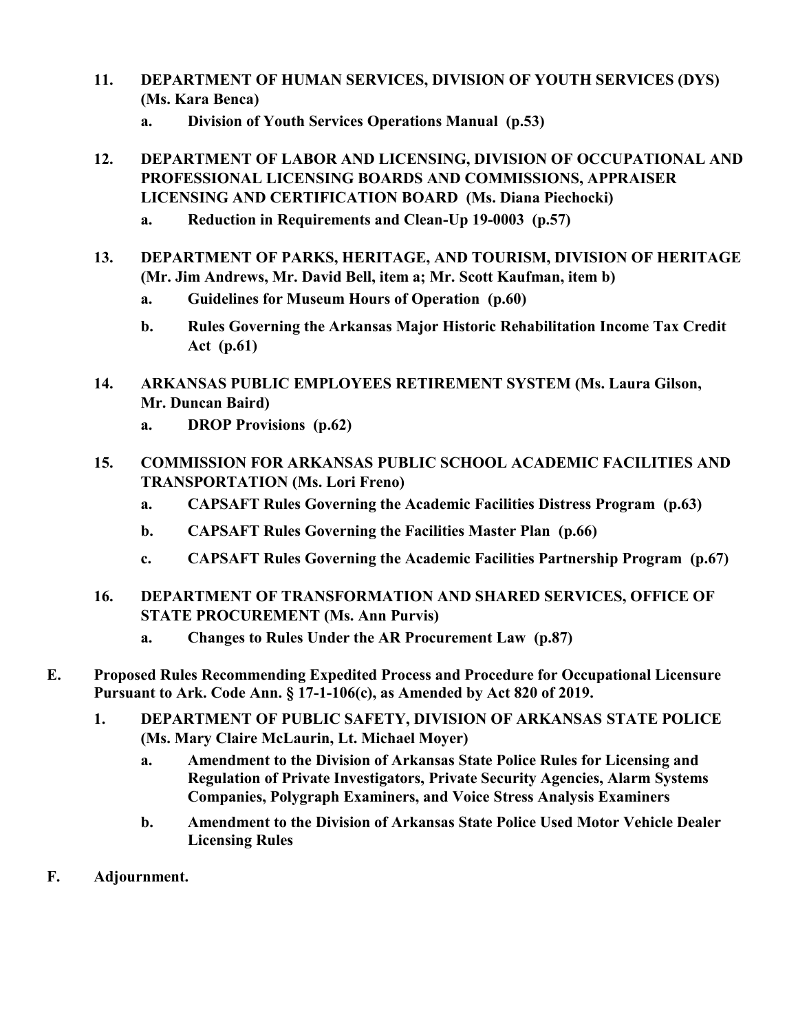11. **DEPARTMENT OF HUMAN SERVICES, DIVISION OF YOUTH SERVICES (DYS) (Ms. Kara Benca)**
    a. **Division of Youth Services Operations Manual (p.53)**

12. **DEPARTMENT OF LABOR AND LICENSING, DIVISION OF OCCUPATIONAL AND PROFESSIONAL LICENSING BOARDS AND COMMISSIONS, APPRAISER LICENSING AND CERTIFICATION BOARD (Ms. Diana Piechocki)**
    a. **Reduction in Requirements and Clean-Up 19-0003 (p.57)**

13. **DEPARTMENT OF PARKS, HERITAGE, AND TOURISM, DIVISION OF HERITAGE (Mr. Jim Andrews, Mr. David Bell, item a; Mr. Scott Kaufman, item b)**
    a. **Guidelines for Museum Hours of Operation (p.60)**
    b. **Rules Governing the Arkansas Major Historic Rehabilitation Income Tax Credit Act (p.61)**

14. **ARKANSAS PUBLIC EMPLOYEES RETIREMENT SYSTEM (Ms. Laura Gilson, Mr. Duncan Baird)**
    a. **DROP Provisions (p.62)**

15. **COMMISSION FOR ARKANSAS PUBLIC SCHOOL ACADEMIC FACILITIES AND TRANSPORTATION (Ms. Lori Freno)**
    a. **CAPSAFT Rules Governing the Academic Facilities Distress Program (p.63)**
    b. **CAPSAFT Rules Governing the Facilities Master Plan (p.66)**
    c. **CAPSAFT Rules Governing the Academic Facilities Partnership Program (p.67)**

16. **DEPARTMENT OF TRANSFORMATION AND SHARED SERVICES, OFFICE OF STATE PROCUREMENT (Ms. Ann Purvis)**
    a. **Changes to Rules Under the AR Procurement Law (p.87)**

**E. Proposed Rules Recommending Expedited Process and Procedure for Occupational Licensure Pursuant to Ark. Code Ann. § 17-1-106(c), as Amended by Act 820 of 2019.**

1. **DEPARTMENT OF PUBLIC SAFETY, DIVISION OF ARKANSAS STATE POLICE (Ms. Mary Claire McLaurin, Lt. Michael Moyer)**
    a. **Amendment to the Division of Arkansas State Police Rules for Licensing and Regulation of Private Investigators, Private Security Agencies, Alarm Systems Companies, Polygraph Examiners, and Voice Stress Analysis Examiners**
    b. **Amendment to the Division of Arkansas State Police Used Motor Vehicle Dealer Licensing Rules**

**F. Adjournment.**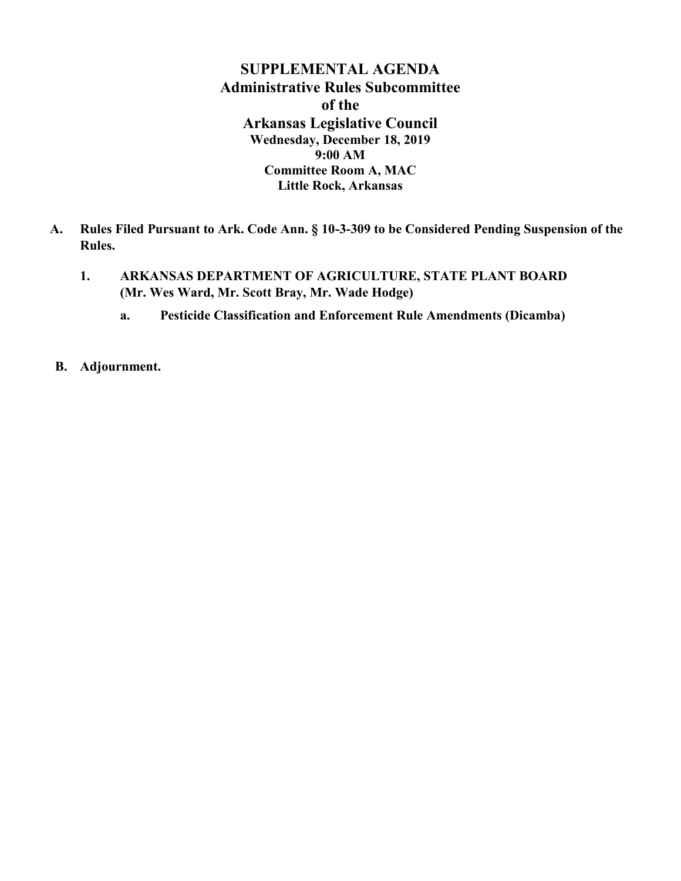# SUPPLEMENTAL AGENDA
## Administrative Rules Subcommittee
## of the
## Arkansas Legislative Council

**Wednesday, December 18, 2019**
**9:00 AM**
**Committee Room A, MAC**
**Little Rock, Arkansas**

**A. Rules Filed Pursuant to Ark. Code Ann. § 10-3-309 to be Considered Pending Suspension of the Rules.**

   **1. ARKANSAS DEPARTMENT OF AGRICULTURE, STATE PLANT BOARD (Mr. Wes Ward, Mr. Scott Bray, Mr. Wade Hodge)**

      **a. Pesticide Classification and Enforcement Rule Amendments (Dicamba)**

**B. Adjournment.**